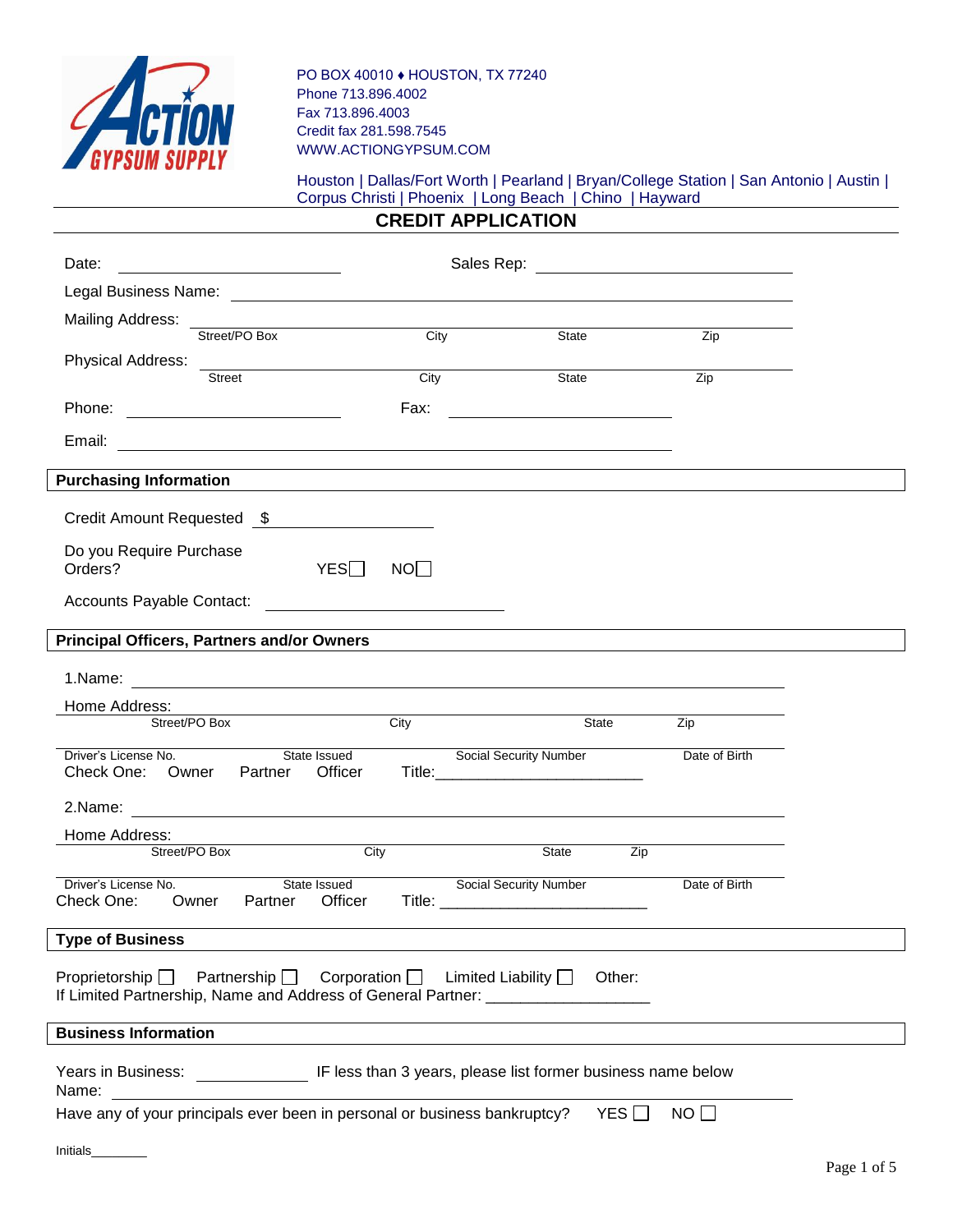PO BOX 40010 ♦ HOUSTON, TX 77240
Phone 713.896.4002
Fax 713.896.4003
Credit fax 281.598.7545
WWW.ACTIONGYPSUM.COM

Houston | Dallas/Fort Worth | Pearland | Bryan/College Station | San Antonio | Austin | Corpus Christi | Phoenix | Long Beach | Chino | Hayward

# CREDIT APPLICATION

Date: ____________________ Sales Rep: ____________________

Legal Business Name: ________________________________________

Mailing Address: ________________________________________
Street/PO Box City State Zip

Physical Address: ________________________________________
Street City State Zip

Phone: ____________________ Fax: ____________________

Email: ________________________________________

## Purchasing Information

Credit Amount Requested $ ____________________

Do you Require Purchase Orders? YES☐ NO☐

Accounts Payable Contact: ____________________

## Principal Officers, Partners and/or Owners

1.Name: ________________________________________

Home Address: ________________________________________
Street/PO Box City State Zip

________________________________________
Driver's License No. State Issued Social Security Number Date of Birth

Check One: Owner Partner Officer Title:________________________

2.Name: ________________________________________

Home Address: ________________________________________
Street/PO Box City State Zip

________________________________________
Driver's License No. State Issued Social Security Number Date of Birth

Check One: Owner Partner Officer Title: ________________________

## Type of Business

Proprietorship ☐ Partnership ☐ Corporation ☐ Limited Liability ☐ Other:

If Limited Partnership, Name and Address of General Partner: __________________

## Business Information

Years in Business: ____________ IF less than 3 years, please list former business name below

Name: ________________________________________

Have any of your principals ever been in personal or business bankruptcy? YES ☐ NO ☐

Initials________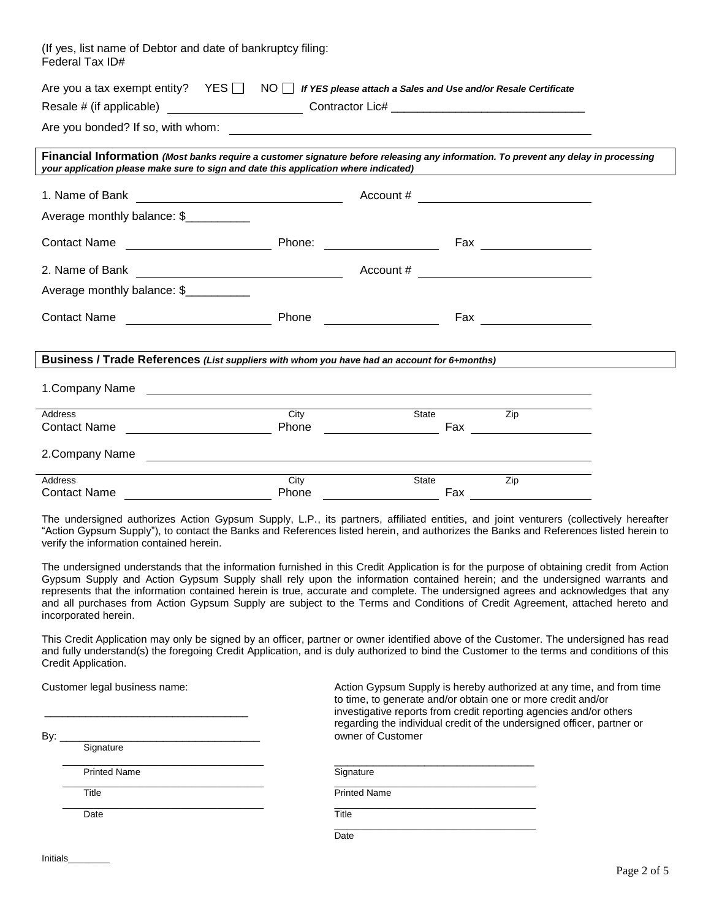(If yes, list name of Debtor and date of bankruptcy filing:
Federal Tax ID#

Are you a tax exempt entity? YES ☐ NO ☐ ***If YES please attach a Sales and Use and/or Resale Certificate***

Resale # (if applicable) ____________________ Contractor Lic# ______________________________

Are you bonded? If so, with whom: ____________________________________________

**Financial Information** ***(Most banks require a customer signature before releasing any information. To prevent any delay in processing your application please make sure to sign and date this application where indicated)***

1. Name of Bank ______________________________ Account # __________________________

Average monthly balance: $__________

Contact Name ____________________ Phone: ________________ Fax ________________

2. Name of Bank ______________________________ Account # __________________________

Average monthly balance: $__________

Contact Name ____________________ Phone ________________ Fax ________________

**Business / Trade References** ***(List suppliers with whom you have had an account for 6+months)***

1.Company Name ____________________________________________________________

Address ____________ City ____________ State ____________ Zip ____________

Contact Name ____________________ Phone ________________ Fax ________________

2.Company Name ____________________________________________________________

Address ____________ City ____________ State ____________ Zip ____________

Contact Name ____________________ Phone ________________ Fax ________________

The undersigned authorizes Action Gypsum Supply, L.P., its partners, affiliated entities, and joint venturers (collectively hereafter "Action Gypsum Supply"), to contact the Banks and References listed herein, and authorizes the Banks and References listed herein to verify the information contained herein.

The undersigned understands that the information furnished in this Credit Application is for the purpose of obtaining credit from Action Gypsum Supply and Action Gypsum Supply shall rely upon the information contained herein; and the undersigned warrants and represents that the information contained herein is true, accurate and complete. The undersigned agrees and acknowledges that any and all purchases from Action Gypsum Supply are subject to the Terms and Conditions of Credit Agreement, attached hereto and incorporated herein.

This Credit Application may only be signed by an officer, partner or owner identified above of the Customer. The undersigned has read and fully understand(s) the foregoing Credit Application, and is duly authorized to bind the Customer to the terms and conditions of this Credit Application.

Customer legal business name:

__________________________________

By: __________________________________
Signature

__________________________________
Printed Name

__________________________________
Title

__________________________________
Date

Action Gypsum Supply is hereby authorized at any time, and from time to time, to generate and/or obtain one or more credit and/or investigative reports from credit reporting agencies and/or others regarding the individual credit of the undersigned officer, partner or owner of Customer

__________________________________
Signature

__________________________________
Printed Name

__________________________________
Title

__________________________________
Date

Initials________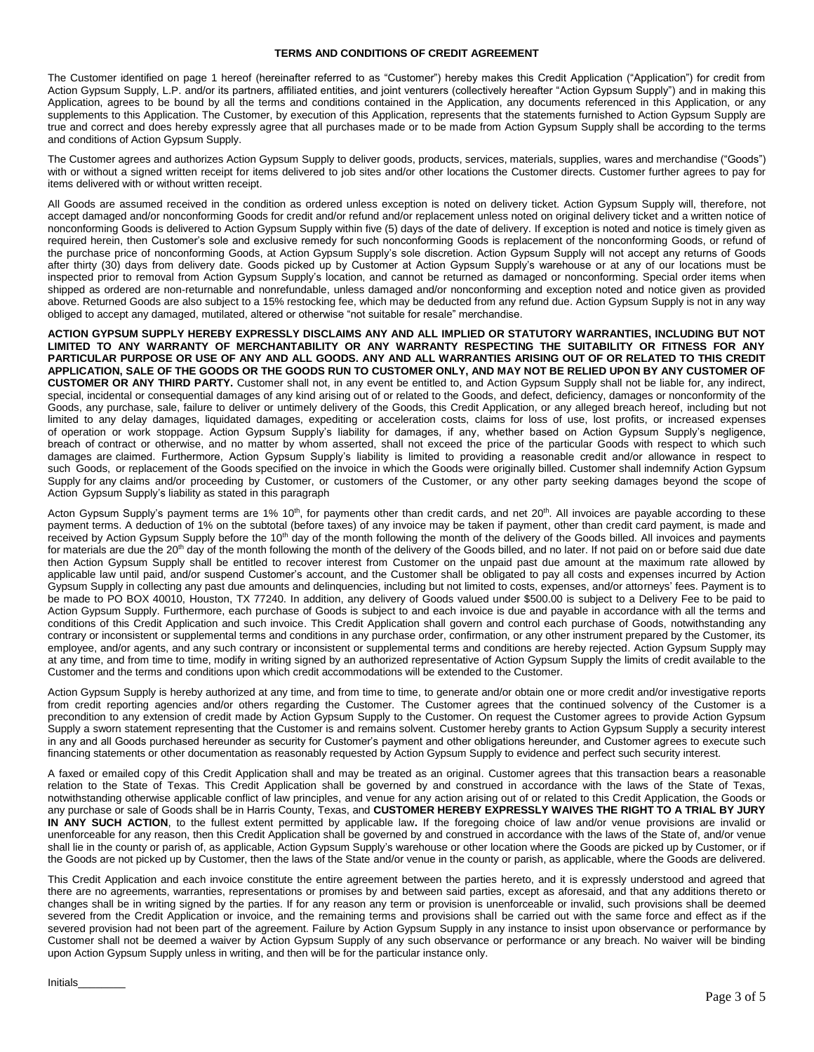## TERMS AND CONDITIONS OF CREDIT AGREEMENT

The Customer identified on page 1 hereof (hereinafter referred to as "Customer") hereby makes this Credit Application ("Application") for credit from Action Gypsum Supply, L.P. and/or its partners, affiliated entities, and joint venturers (collectively hereafter "Action Gypsum Supply") and in making this Application, agrees to be bound by all the terms and conditions contained in the Application, any documents referenced in this Application, or any supplements to this Application. The Customer, by execution of this Application, represents that the statements furnished to Action Gypsum Supply are true and correct and does hereby expressly agree that all purchases made or to be made from Action Gypsum Supply shall be according to the terms and conditions of Action Gypsum Supply.

The Customer agrees and authorizes Action Gypsum Supply to deliver goods, products, services, materials, supplies, wares and merchandise ("Goods") with or without a signed written receipt for items delivered to job sites and/or other locations the Customer directs. Customer further agrees to pay for items delivered with or without written receipt.

All Goods are assumed received in the condition as ordered unless exception is noted on delivery ticket. Action Gypsum Supply will, therefore, not accept damaged and/or nonconforming Goods for credit and/or refund and/or replacement unless noted on original delivery ticket and a written notice of nonconforming Goods is delivered to Action Gypsum Supply within five (5) days of the date of delivery. If exception is noted and notice is timely given as required herein, then Customer's sole and exclusive remedy for such nonconforming Goods is replacement of the nonconforming Goods, or refund of the purchase price of nonconforming Goods, at Action Gypsum Supply's sole discretion. Action Gypsum Supply will not accept any returns of Goods after thirty (30) days from delivery date. Goods picked up by Customer at Action Gypsum Supply's warehouse or at any of our locations must be inspected prior to removal from Action Gypsum Supply's location, and cannot be returned as damaged or nonconforming. Special order items when shipped as ordered are non-returnable and nonrefundable, unless damaged and/or nonconforming and exception noted and notice given as provided above. Returned Goods are also subject to a 15% restocking fee, which may be deducted from any refund due. Action Gypsum Supply is not in any way obliged to accept any damaged, mutilated, altered or otherwise "not suitable for resale" merchandise.

**ACTION GYPSUM SUPPLY HEREBY EXPRESSLY DISCLAIMS ANY AND ALL IMPLIED OR STATUTORY WARRANTIES, INCLUDING BUT NOT LIMITED TO ANY WARRANTY OF MERCHANTABILITY OR ANY WARRANTY RESPECTING THE SUITABILITY OR FITNESS FOR ANY PARTICULAR PURPOSE OR USE OF ANY AND ALL GOODS. ANY AND ALL WARRANTIES ARISING OUT OF OR RELATED TO THIS CREDIT APPLICATION, SALE OF THE GOODS OR THE GOODS RUN TO CUSTOMER ONLY, AND MAY NOT BE RELIED UPON BY ANY CUSTOMER OF CUSTOMER OR ANY THIRD PARTY.** Customer shall not, in any event be entitled to, and Action Gypsum Supply shall not be liable for, any indirect, special, incidental or consequential damages of any kind arising out of or related to the Goods, and defect, deficiency, damages or nonconformity of the Goods, any purchase, sale, failure to deliver or untimely delivery of the Goods, this Credit Application, or any alleged breach hereof, including but not limited to any delay damages, liquidated damages, expediting or acceleration costs, claims for loss of use, lost profits, or increased expenses of operation or work stoppage. Action Gypsum Supply's liability for damages, if any, whether based on Action Gypsum Supply's negligence, breach of contract or otherwise, and no matter by whom asserted, shall not exceed the price of the particular Goods with respect to which such damages are claimed. Furthermore, Action Gypsum Supply's liability is limited to providing a reasonable credit and/or allowance in respect to such Goods, or replacement of the Goods specified on the invoice in which the Goods were originally billed. Customer shall indemnify Action Gypsum Supply for any claims and/or proceeding by Customer, or customers of the Customer, or any other party seeking damages beyond the scope of Action Gypsum Supply's liability as stated in this paragraph

Acton Gypsum Supply's payment terms are 1% 10th, for payments other than credit cards, and net 20th. All invoices are payable according to these payment terms. A deduction of 1% on the subtotal (before taxes) of any invoice may be taken if payment, other than credit card payment, is made and received by Action Gypsum Supply before the 10th day of the month following the month of the delivery of the Goods billed. All invoices and payments for materials are due the 20th day of the month following the month of the delivery of the Goods billed, and no later. If not paid on or before said due date then Action Gypsum Supply shall be entitled to recover interest from Customer on the unpaid past due amount at the maximum rate allowed by applicable law until paid, and/or suspend Customer's account, and the Customer shall be obligated to pay all costs and expenses incurred by Action Gypsum Supply in collecting any past due amounts and delinquencies, including but not limited to costs, expenses, and/or attorneys' fees. Payment is to be made to PO BOX 40010, Houston, TX 77240. In addition, any delivery of Goods valued under $500.00 is subject to a Delivery Fee to be paid to Action Gypsum Supply. Furthermore, each purchase of Goods is subject to and each invoice is due and payable in accordance with all the terms and conditions of this Credit Application and such invoice. This Credit Application shall govern and control each purchase of Goods, notwithstanding any contrary or inconsistent or supplemental terms and conditions in any purchase order, confirmation, or any other instrument prepared by the Customer, its employee, and/or agents, and any such contrary or inconsistent or supplemental terms and conditions are hereby rejected. Action Gypsum Supply may at any time, and from time to time, modify in writing signed by an authorized representative of Action Gypsum Supply the limits of credit available to the Customer and the terms and conditions upon which credit accommodations will be extended to the Customer.

Action Gypsum Supply is hereby authorized at any time, and from time to time, to generate and/or obtain one or more credit and/or investigative reports from credit reporting agencies and/or others regarding the Customer. The Customer agrees that the continued solvency of the Customer is a precondition to any extension of credit made by Action Gypsum Supply to the Customer. On request the Customer agrees to provide Action Gypsum Supply a sworn statement representing that the Customer is and remains solvent. Customer hereby grants to Action Gypsum Supply a security interest in any and all Goods purchased hereunder as security for Customer's payment and other obligations hereunder, and Customer agrees to execute such financing statements or other documentation as reasonably requested by Action Gypsum Supply to evidence and perfect such security interest.

A faxed or emailed copy of this Credit Application shall and may be treated as an original. Customer agrees that this transaction bears a reasonable relation to the State of Texas. This Credit Application shall be governed by and construed in accordance with the laws of the State of Texas, notwithstanding otherwise applicable conflict of law principles, and venue for any action arising out of or related to this Credit Application, the Goods or any purchase or sale of Goods shall be in Harris County, Texas, and **CUSTOMER HEREBY EXPRESSLY WAIVES THE RIGHT TO A TRIAL BY JURY IN ANY SUCH ACTION**, to the fullest extent permitted by applicable law**.** If the foregoing choice of law and/or venue provisions are invalid or unenforceable for any reason, then this Credit Application shall be governed by and construed in accordance with the laws of the State of, and/or venue shall lie in the county or parish of, as applicable, Action Gypsum Supply's warehouse or other location where the Goods are picked up by Customer, or if the Goods are not picked up by Customer, then the laws of the State and/or venue in the county or parish, as applicable, where the Goods are delivered.

This Credit Application and each invoice constitute the entire agreement between the parties hereto, and it is expressly understood and agreed that there are no agreements, warranties, representations or promises by and between said parties, except as aforesaid, and that any additions thereto or changes shall be in writing signed by the parties. If for any reason any term or provision is unenforceable or invalid, such provisions shall be deemed severed from the Credit Application or invoice, and the remaining terms and provisions shall be carried out with the same force and effect as if the severed provision had not been part of the agreement. Failure by Action Gypsum Supply in any instance to insist upon observance or performance by Customer shall not be deemed a waiver by Action Gypsum Supply of any such observance or performance or any breach. No waiver will be binding upon Action Gypsum Supply unless in writing, and then will be for the particular instance only.

Initials________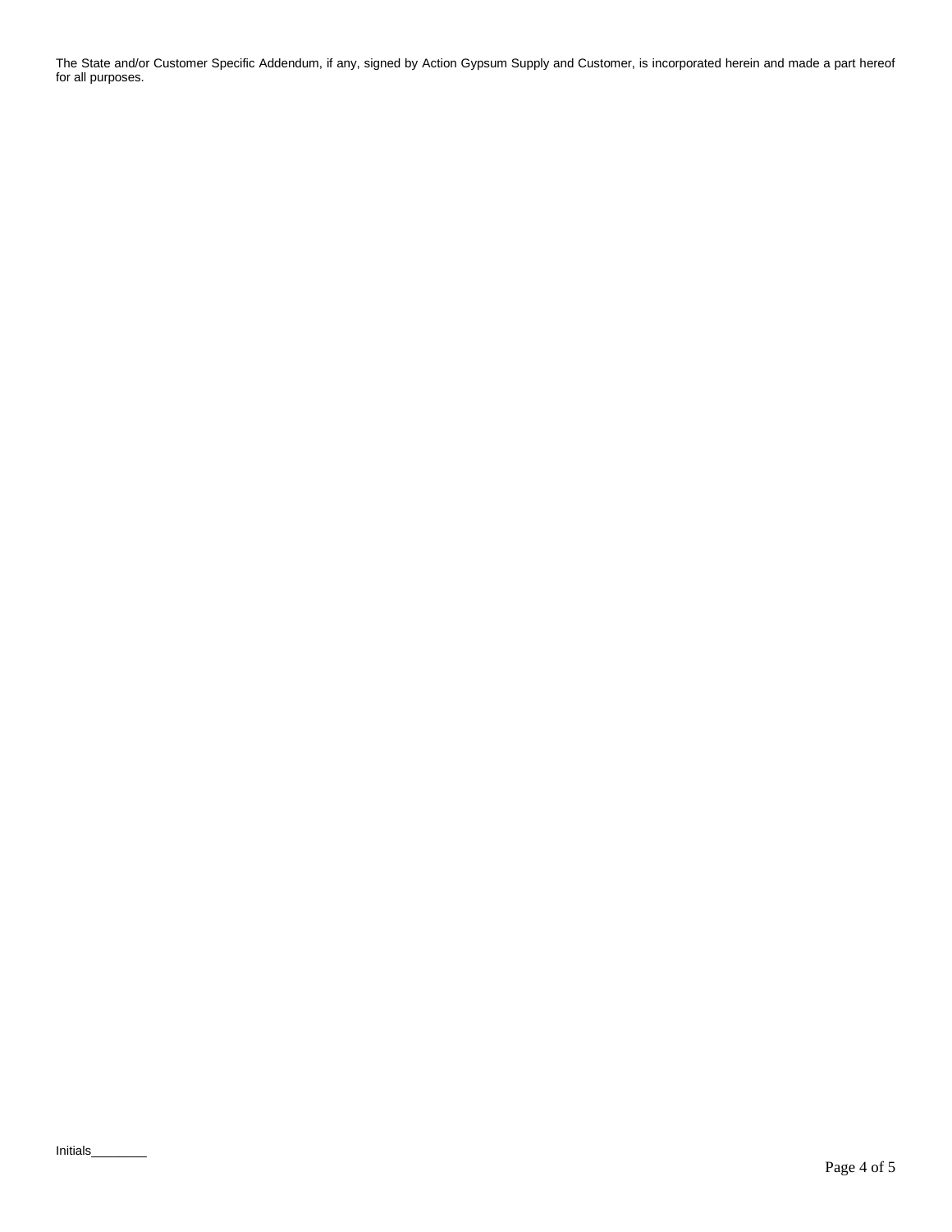The State and/or Customer Specific Addendum, if any, signed by Action Gypsum Supply and Customer, is incorporated herein and made a part hereof for all purposes.

Initials________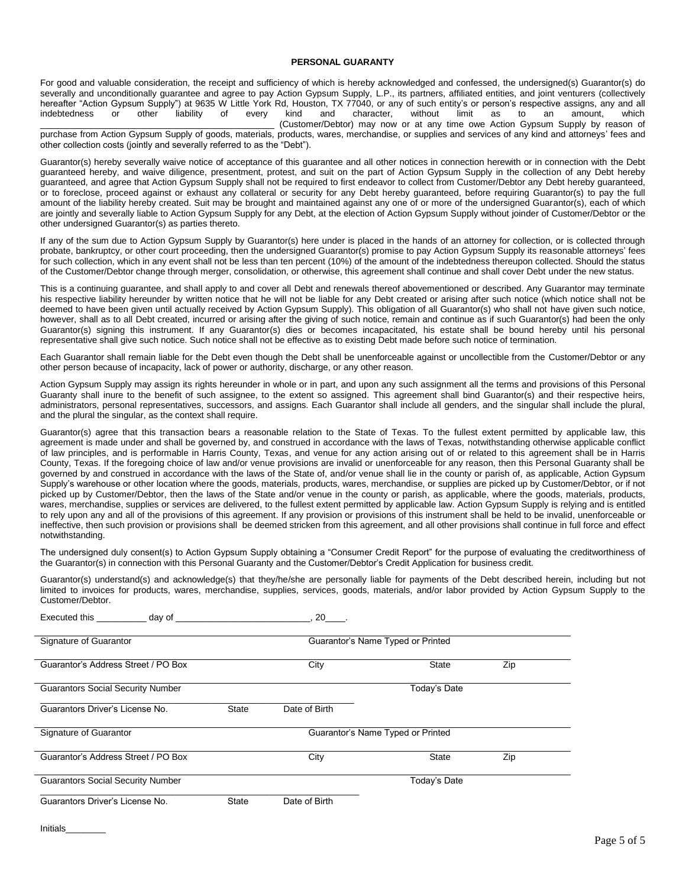# PERSONAL GUARANTY

For good and valuable consideration, the receipt and sufficiency of which is hereby acknowledged and confessed, the undersigned(s) Guarantor(s) do severally and unconditionally guarantee and agree to pay Action Gypsum Supply, L.P., its partners, affiliated entities, and joint venturers (collectively hereafter "Action Gypsum Supply") at 9635 W Little York Rd, Houston, TX 77040, or any of such entity's or person's respective assigns, any and all indebtedness or other liability of every kind and character, without limit as to an amount, which ______________________________________________ (Customer/Debtor) may now or at any time owe Action Gypsum Supply by reason of purchase from Action Gypsum Supply of goods, materials, products, wares, merchandise, or supplies and services of any kind and attorneys' fees and other collection costs (jointly and severally referred to as the "Debt").

Guarantor(s) hereby severally waive notice of acceptance of this guarantee and all other notices in connection herewith or in connection with the Debt guaranteed hereby, and waive diligence, presentment, protest, and suit on the part of Action Gypsum Supply in the collection of any Debt hereby guaranteed, and agree that Action Gypsum Supply shall not be required to first endeavor to collect from Customer/Debtor any Debt hereby guaranteed, or to foreclose, proceed against or exhaust any collateral or security for any Debt hereby guaranteed, before requiring Guarantor(s) to pay the full amount of the liability hereby created. Suit may be brought and maintained against any one of or more of the undersigned Guarantor(s), each of which are jointly and severally liable to Action Gypsum Supply for any Debt, at the election of Action Gypsum Supply without joinder of Customer/Debtor or the other undersigned Guarantor(s) as parties thereto.

If any of the sum due to Action Gypsum Supply by Guarantor(s) here under is placed in the hands of an attorney for collection, or is collected through probate, bankruptcy, or other court proceeding, then the undersigned Guarantor(s) promise to pay Action Gypsum Supply its reasonable attorneys' fees for such collection, which in any event shall not be less than ten percent (10%) of the amount of the indebtedness thereupon collected. Should the status of the Customer/Debtor change through merger, consolidation, or otherwise, this agreement shall continue and shall cover Debt under the new status.

This is a continuing guarantee, and shall apply to and cover all Debt and renewals thereof abovementioned or described. Any Guarantor may terminate his respective liability hereunder by written notice that he will not be liable for any Debt created or arising after such notice (which notice shall not be deemed to have been given until actually received by Action Gypsum Supply). This obligation of all Guarantor(s) who shall not have given such notice, however, shall as to all Debt created, incurred or arising after the giving of such notice, remain and continue as if such Guarantor(s) had been the only Guarantor(s) signing this instrument. If any Guarantor(s) dies or becomes incapacitated, his estate shall be bound hereby until his personal representative shall give such notice. Such notice shall not be effective as to existing Debt made before such notice of termination.

Each Guarantor shall remain liable for the Debt even though the Debt shall be unenforceable against or uncollectible from the Customer/Debtor or any other person because of incapacity, lack of power or authority, discharge, or any other reason.

Action Gypsum Supply may assign its rights hereunder in whole or in part, and upon any such assignment all the terms and provisions of this Personal Guaranty shall inure to the benefit of such assignee, to the extent so assigned. This agreement shall bind Guarantor(s) and their respective heirs, administrators, personal representatives, successors, and assigns. Each Guarantor shall include all genders, and the singular shall include the plural, and the plural the singular, as the context shall require.

Guarantor(s) agree that this transaction bears a reasonable relation to the State of Texas. To the fullest extent permitted by applicable law, this agreement is made under and shall be governed by, and construed in accordance with the laws of Texas, notwithstanding otherwise applicable conflict of law principles, and is performable in Harris County, Texas, and venue for any action arising out of or related to this agreement shall be in Harris County, Texas. If the foregoing choice of law and/or venue provisions are invalid or unenforceable for any reason, then this Personal Guaranty shall be governed by and construed in accordance with the laws of the State of, and/or venue shall lie in the county or parish of, as applicable, Action Gypsum Supply's warehouse or other location where the goods, materials, products, wares, merchandise, or supplies are picked up by Customer/Debtor, or if not picked up by Customer/Debtor, then the laws of the State and/or venue in the county or parish, as applicable, where the goods, materials, products, wares, merchandise, supplies or services are delivered, to the fullest extent permitted by applicable law. Action Gypsum Supply is relying and is entitled to rely upon any and all of the provisions of this agreement. If any provision or provisions of this instrument shall be held to be invalid, unenforceable or ineffective, then such provision or provisions shall be deemed stricken from this agreement, and all other provisions shall continue in full force and effect notwithstanding.

The undersigned duly consent(s) to Action Gypsum Supply obtaining a "Consumer Credit Report" for the purpose of evaluating the creditworthiness of the Guarantor(s) in connection with this Personal Guaranty and the Customer/Debtor's Credit Application for business credit.

Guarantor(s) understand(s) and acknowledge(s) that they/he/she are personally liable for payments of the Debt described herein, including but not limited to invoices for products, wares, merchandise, supplies, services, goods, materials, and/or labor provided by Action Gypsum Supply to the Customer/Debtor.

Executed this __________ day of ___________________________, 20____.

Signature of Guarantor — Guarantor's Name Typed or Printed

Guarantor's Address Street / PO Box — City — State — Zip

Guarantors Social Security Number — Today's Date

Guarantors Driver's License No. — State — Date of Birth

Signature of Guarantor — Guarantor's Name Typed or Printed

Guarantor's Address Street / PO Box — City — State — Zip

Guarantors Social Security Number — Today's Date

Guarantors Driver's License No. — State — Date of Birth

Initials________